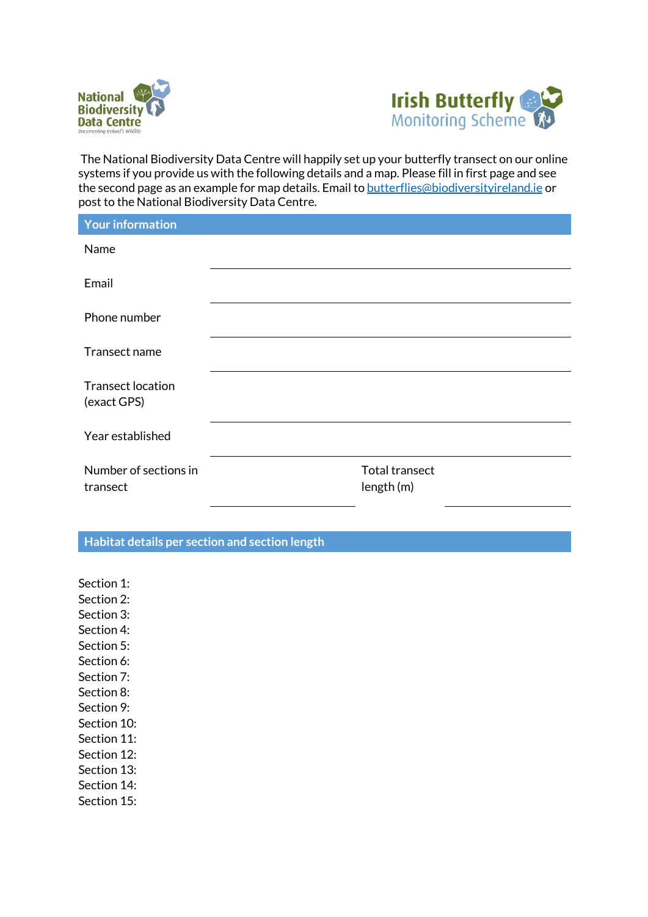National Biodiversity Data Centre
Documenting Ireland's Wildlife

Irish Butterfly Monitoring Scheme

The National Biodiversity Data Centre will happily set up your butterfly transect on our online systems if you provide us with the following details and a map. Please fill in first page and see the second page as an example for map details. Email to butterflies@biodiversityireland.ie or post to the National Biodiversity Data Centre.

## Your information

Name ______________________________

Email ______________________________

Phone number ______________________________

Transect name ______________________________

Transect location (exact GPS) ______________________________

Year established ______________________________

Number of sections in transect ______________ Total transect length (m) ______________

## Habitat details per section and section length

Section 1:
Section 2:
Section 3:
Section 4:
Section 5:
Section 6:
Section 7:
Section 8:
Section 9:
Section 10:
Section 11:
Section 12:
Section 13:
Section 14:
Section 15: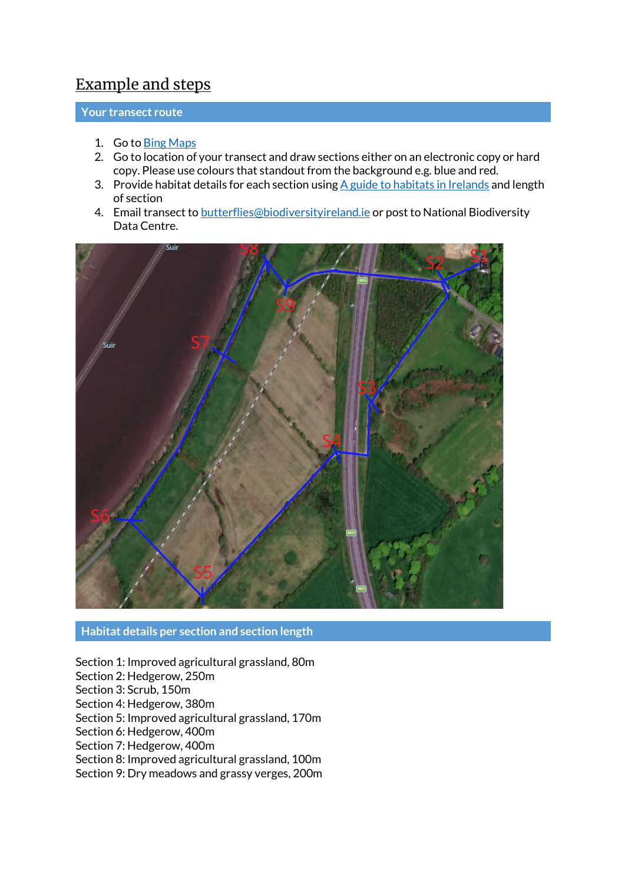# Example and steps

## Your transect route

1. Go to Bing Maps
2. Go to location of your transect and draw sections either on an electronic copy or hard copy. Please use colours that standout from the background e.g. blue and red.
3. Provide habitat details for each section using A guide to habitats in Irelands and length of section
4. Email transect to butterflies@biodiversityireland.ie or post to National Biodiversity Data Centre.

## Habitat details per section and section length

Section 1: Improved agricultural grassland, 80m
Section 2: Hedgerow, 250m
Section 3: Scrub, 150m
Section 4: Hedgerow, 380m
Section 5: Improved agricultural grassland, 170m
Section 6: Hedgerow, 400m
Section 7: Hedgerow, 400m
Section 8: Improved agricultural grassland, 100m
Section 9: Dry meadows and grassy verges, 200m